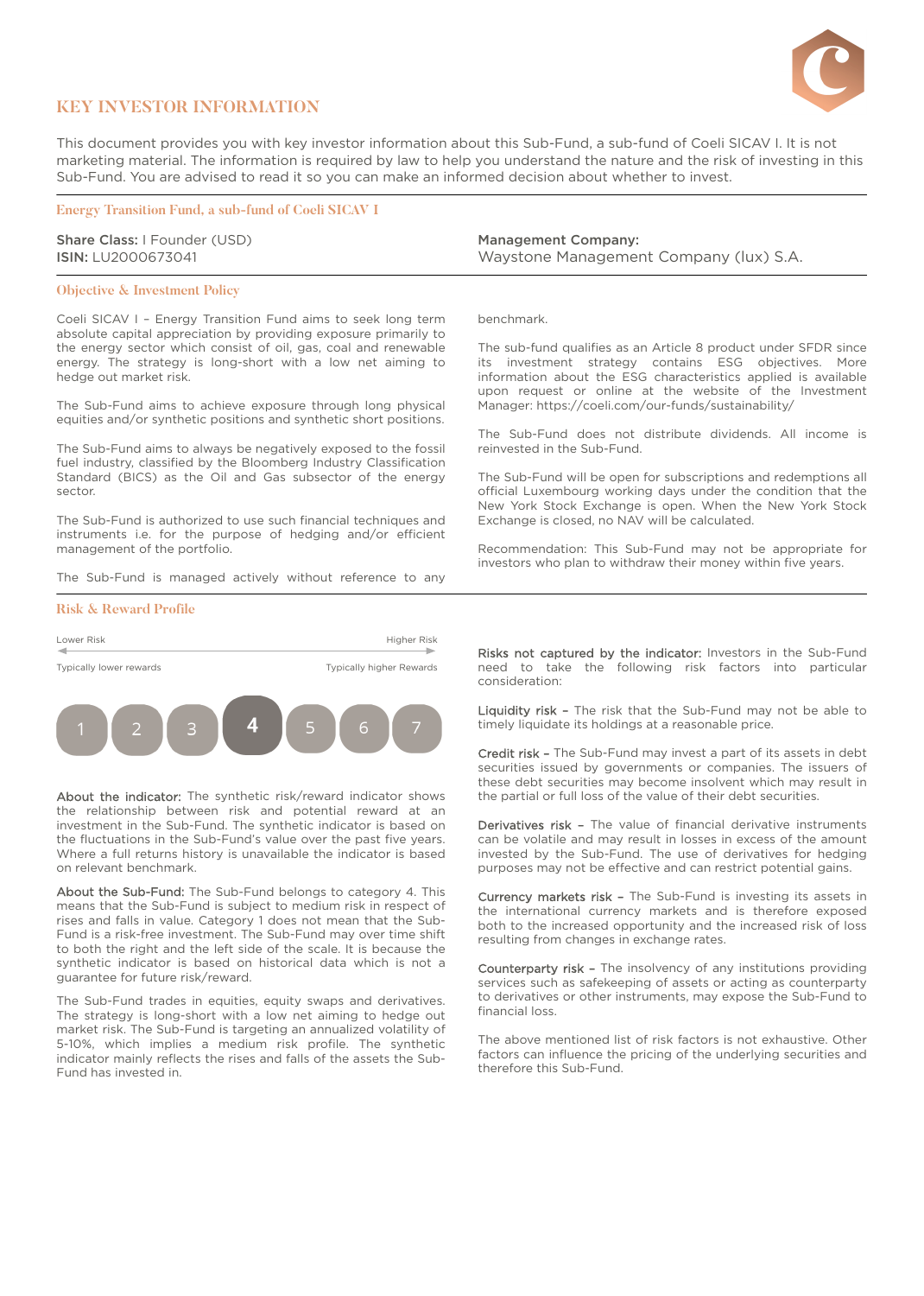# KEY INVESTOR INFORMATION

This document provides you with key investor information about this Sub-Fund, a sub-fund of Coeli SICAV I. It is not marketing material. The information is required by law to help you understand the nature and the risk of investing in this Sub-Fund. You are advised to read it so you can make an informed decision about whether to invest.

## Energy Transition Fund, a sub-fund of Coeli SICAV I

**Share Class:** I Founder (USD)
**ISIN:** LU2000673041

**Management Company:**
Waystone Management Company (lux) S.A.

## Objective & Investment Policy

Coeli SICAV I – Energy Transition Fund aims to seek long term absolute capital appreciation by providing exposure primarily to the energy sector which consist of oil, gas, coal and renewable energy. The strategy is long-short with a low net aiming to hedge out market risk.

The Sub-Fund aims to achieve exposure through long physical equities and/or synthetic positions and synthetic short positions.

The Sub-Fund aims to always be negatively exposed to the fossil fuel industry, classified by the Bloomberg Industry Classification Standard (BICS) as the Oil and Gas subsector of the energy sector.

The Sub-Fund is authorized to use such financial techniques and instruments i.e. for the purpose of hedging and/or efficient management of the portfolio.

The Sub-Fund is managed actively without reference to any benchmark.

The sub-fund qualifies as an Article 8 product under SFDR since its investment strategy contains ESG objectives. More information about the ESG characteristics applied is available upon request or online at the website of the Investment Manager: https://coeli.com/our-funds/sustainability/

The Sub-Fund does not distribute dividends. All income is reinvested in the Sub-Fund.

The Sub-Fund will be open for subscriptions and redemptions all official Luxembourg working days under the condition that the New York Stock Exchange is open. When the New York Stock Exchange is closed, no NAV will be calculated.

Recommendation: This Sub-Fund may not be appropriate for investors who plan to withdraw their money within five years.

## Risk & Reward Profile

| Lower Risk | | | | | | Higher Risk |
|---|---|---|---|---|---|---|
| Typically lower rewards | | | | | | Typically higher Rewards |
| 1 | 2 | 3 | **4** | 5 | 6 | 7 |

**About the indicator:** The synthetic risk/reward indicator shows the relationship between risk and potential reward at an investment in the Sub-Fund. The synthetic indicator is based on the fluctuations in the Sub-Fund's value over the past five years. Where a full returns history is unavailable the indicator is based on relevant benchmark.

**About the Sub-Fund:** The Sub-Fund belongs to category 4. This means that the Sub-Fund is subject to medium risk in respect of rises and falls in value. Category 1 does not mean that the Sub-Fund is a risk-free investment. The Sub-Fund may over time shift to both the right and the left side of the scale. It is because the synthetic indicator is based on historical data which is not a guarantee for future risk/reward.

The Sub-Fund trades in equities, equity swaps and derivatives. The strategy is long-short with a low net aiming to hedge out market risk. The Sub-Fund is targeting an annualized volatility of 5-10%, which implies a medium risk profile. The synthetic indicator mainly reflects the rises and falls of the assets the Sub-Fund has invested in.

**Risks not captured by the indicator:** Investors in the Sub-Fund need to take the following risk factors into particular consideration:

**Liquidity risk –** The risk that the Sub-Fund may not be able to timely liquidate its holdings at a reasonable price.

**Credit risk –** The Sub-Fund may invest a part of its assets in debt securities issued by governments or companies. The issuers of these debt securities may become insolvent which may result in the partial or full loss of the value of their debt securities.

**Derivatives risk –** The value of financial derivative instruments can be volatile and may result in losses in excess of the amount invested by the Sub-Fund. The use of derivatives for hedging purposes may not be effective and can restrict potential gains.

**Currency markets risk –** The Sub-Fund is investing its assets in the international currency markets and is therefore exposed both to the increased opportunity and the increased risk of loss resulting from changes in exchange rates.

**Counterparty risk –** The insolvency of any institutions providing services such as safekeeping of assets or acting as counterparty to derivatives or other instruments, may expose the Sub-Fund to financial loss.

The above mentioned list of risk factors is not exhaustive. Other factors can influence the pricing of the underlying securities and therefore this Sub-Fund.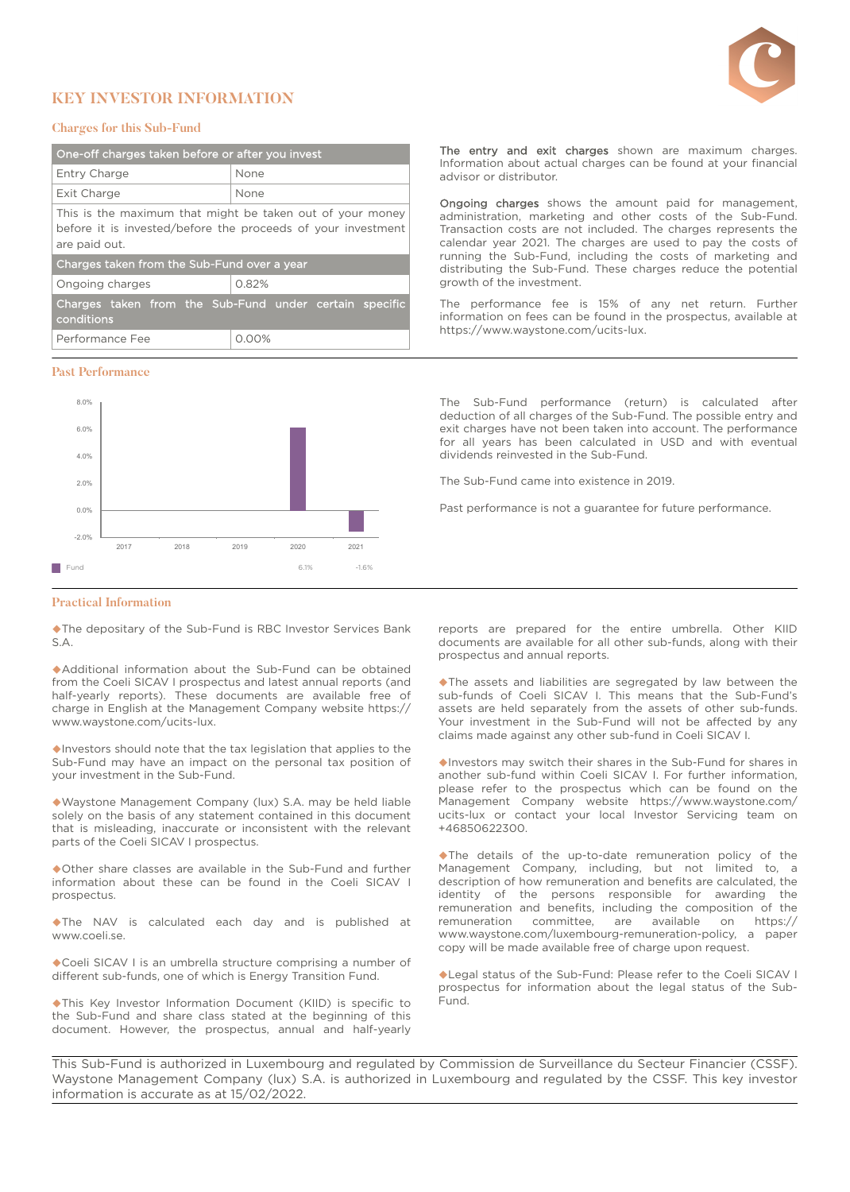# KEY INVESTOR INFORMATION

## Charges for this Sub-Fund

| One-off charges taken before or after you invest | |
|---|---|
| Entry Charge | None |
| Exit Charge | None |
| This is the maximum that might be taken out of your money before it is invested/before the proceeds of your investment are paid out. | |
| **Charges taken from the Sub-Fund over a year** | |
| Ongoing charges | 0.82% |
| **Charges taken from the Sub-Fund under certain specific conditions** | |
| Performance Fee | 0.00% |

**The entry and exit charges** shown are maximum charges. Information about actual charges can be found at your financial advisor or distributor.

**Ongoing charges** shows the amount paid for management, administration, marketing and other costs of the Sub-Fund. Transaction costs are not included. The charges represents the calendar year 2021. The charges are used to pay the costs of running the Sub-Fund, including the costs of marketing and distributing the Sub-Fund. These charges reduce the potential growth of the investment.

The performance fee is 15% of any net return. Further information on fees can be found in the prospectus, available at https://www.waystone.com/ucits-lux.

## Past Performance

8.0%
6.0%
4.0%
2.0%
0.0%
-2.0%
2017 2018 2019 2020 2021
Fund 6.1% -1.6%

The Sub-Fund performance (return) is calculated after deduction of all charges of the Sub-Fund. The possible entry and exit charges have not been taken into account. The performance for all years has been calculated in USD and with eventual dividends reinvested in the Sub-Fund.

The Sub-Fund came into existence in 2019.

Past performance is not a guarantee for future performance.

## Practical Information

- The depositary of the Sub-Fund is RBC Investor Services Bank S.A.
- Additional information about the Sub-Fund can be obtained from the Coeli SICAV I prospectus and latest annual reports (and half-yearly reports). These documents are available free of charge in English at the Management Company website https://www.waystone.com/ucits-lux.
- Investors should note that the tax legislation that applies to the Sub-Fund may have an impact on the personal tax position of your investment in the Sub-Fund.
- Waystone Management Company (lux) S.A. may be held liable solely on the basis of any statement contained in this document that is misleading, inaccurate or inconsistent with the relevant parts of the Coeli SICAV I prospectus.
- Other share classes are available in the Sub-Fund and further information about these can be found in the Coeli SICAV I prospectus.
- The NAV is calculated each day and is published at www.coeli.se.
- Coeli SICAV I is an umbrella structure comprising a number of different sub-funds, one of which is Energy Transition Fund.
- This Key Investor Information Document (KIID) is specific to the Sub-Fund and share class stated at the beginning of this document. However, the prospectus, annual and half-yearly reports are prepared for the entire umbrella. Other KIID documents are available for all other sub-funds, along with their prospectus and annual reports.
- The assets and liabilities are segregated by law between the sub-funds of Coeli SICAV I. This means that the Sub-Fund's assets are held separately from the assets of other sub-funds. Your investment in the Sub-Fund will not be affected by any claims made against any other sub-fund in Coeli SICAV I.
- Investors may switch their shares in the Sub-Fund for shares in another sub-fund within Coeli SICAV I. For further information, please refer to the prospectus which can be found on the Management Company website https://www.waystone.com/ucits-lux or contact your local Investor Servicing team on +46850622300.
- The details of the up-to-date remuneration policy of the Management Company, including, but not limited to, a description of how remuneration and benefits are calculated, the identity of the persons responsible for awarding the remuneration and benefits, including the composition of the remuneration committee, are available on https://www.waystone.com/luxembourg-remuneration-policy, a paper copy will be made available free of charge upon request.
- Legal status of the Sub-Fund: Please refer to the Coeli SICAV I prospectus for information about the legal status of the Sub-Fund.

This Sub-Fund is authorized in Luxembourg and regulated by Commission de Surveillance du Secteur Financier (CSSF). Waystone Management Company (lux) S.A. is authorized in Luxembourg and regulated by the CSSF. This key investor information is accurate as at 15/02/2022.